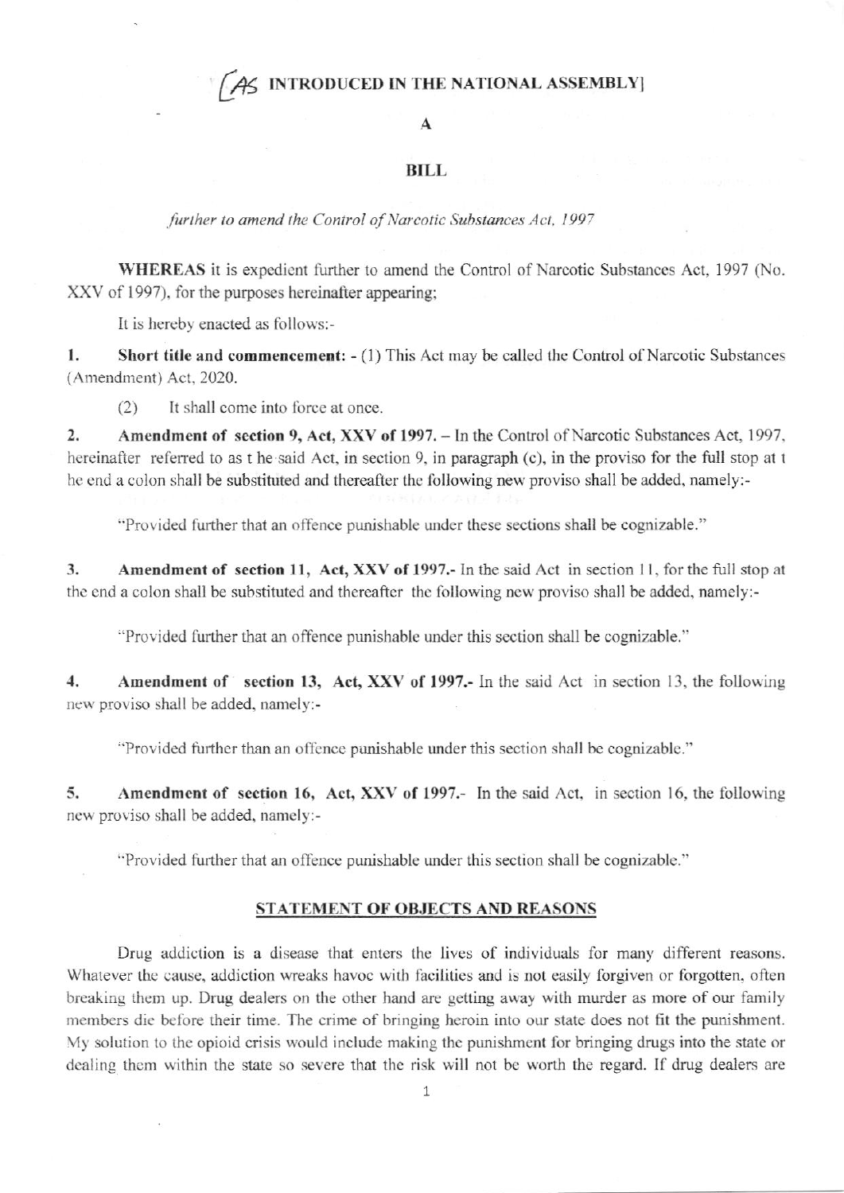[AS INTRODUCED IN THE NATIONAL ASSEMBLY]

# A

# BILL

*further to amend the Control of Narcotic Substances Act, 1997*

**WHEREAS** it is expedient further to amend the Control of Narcotic Substances Act, 1997 (No. XXV of 1997), for the purposes hereinafter appearing;

It is hereby enacted as follows:-

**1. Short title and commencement:** - (1) This Act may be called the Control of Narcotic Substances (Amendment) Act, 2020.

(2) It shall come into force at once.

**2. Amendment of section 9, Act, XXV of 1997.** – In the Control of Narcotic Substances Act, 1997, hereinafter referred to as t he said Act, in section 9, in paragraph (c), in the proviso for the full stop at t he end a colon shall be substituted and thereafter the following new proviso shall be added, namely:-

"Provided further that an offence punishable under these sections shall be cognizable."

**3. Amendment of section 11, Act, XXV of 1997.-** In the said Act in section 11, for the full stop at the end a colon shall be substituted and thereafter the following new proviso shall be added, namely:-

"Provided further that an offence punishable under this section shall be cognizable."

**4. Amendment of section 13, Act, XXV of 1997.-** In the said Act in section 13, the following new proviso shall be added, namely:-

"Provided further than an offence punishable under this section shall be cognizable."

**5. Amendment of section 16, Act, XXV of 1997.-** In the said Act, in section 16, the following new proviso shall be added, namely:-

"Provided further that an offence punishable under this section shall be cognizable."

## STATEMENT OF OBJECTS AND REASONS

Drug addiction is a disease that enters the lives of individuals for many different reasons. Whatever the cause, addiction wreaks havoc with facilities and is not easily forgiven or forgotten, often breaking them up. Drug dealers on the other hand are getting away with murder as more of our family members die before their time. The crime of bringing heroin into our state does not fit the punishment. My solution to the opioid crisis would include making the punishment for bringing drugs into the state or dealing them within the state so severe that the risk will not be worth the regard. If drug dealers are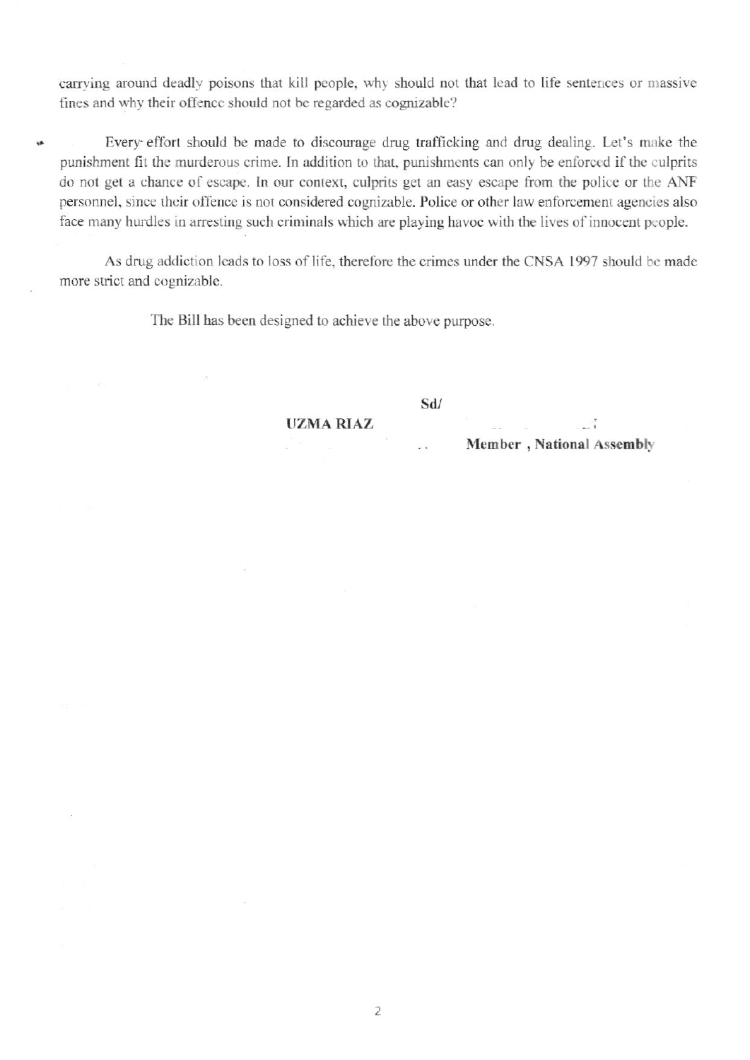carrying around deadly poisons that kill people, why should not that lead to life sentences or massive fines and why their offence should not be regarded as cognizable?

Every effort should be made to discourage drug trafficking and drug dealing. Let's make the punishment fit the murderous crime. In addition to that, punishments can only be enforced if the culprits do not get a chance of escape. In our context, culprits get an easy escape from the police or the ANF personnel, since their offence is not considered cognizable. Police or other law enforcement agencies also face many hurdles in arresting such criminals which are playing havoc with the lives of innocent people.

As drug addiction leads to loss of life, therefore the crimes under the CNSA 1997 should be made more strict and cognizable.

The Bill has been designed to achieve the above purpose.

**Sd/**

**UZMA RIAZ**

**Member , National Assembly**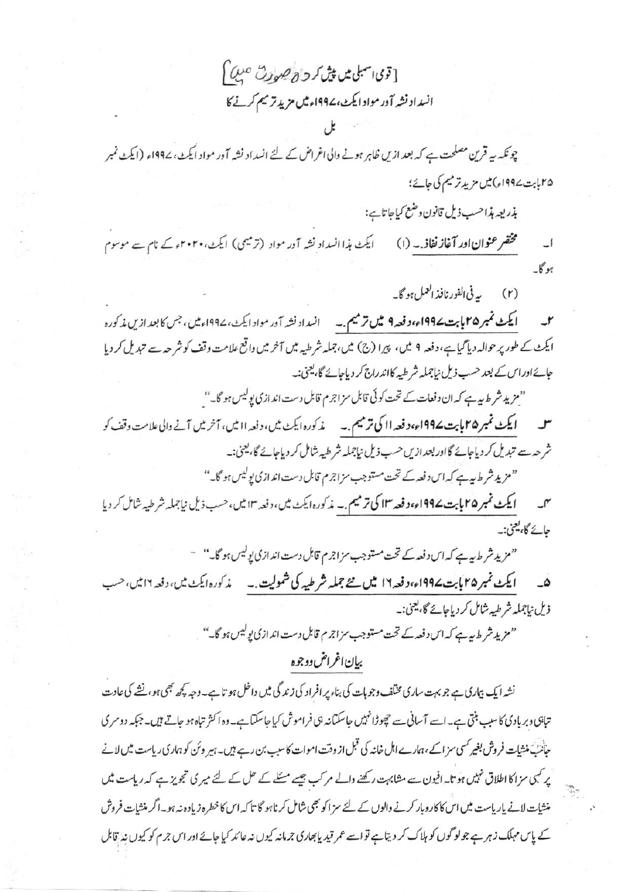[قومی اسمبلی میں پیش کردہ صورت میں]

انسداد نشہ آور مواد ایکٹ، ۱۹۹۷ء میں مزید ترمیم کرنے کا

بل

چونکہ یہ قرین مصلحت ہے کہ بعد ازیں ظاہر ہونے والی اغراض کے لئے انسداد نشہ آور مواد ایکٹ، ۱۹۹۷ء (ایکٹ نمبر ۲۵ بابت ۱۹۹۷ء) میں مزید ترمیم کی جائے؛

بذریعہ ہذا حسب ذیل قانون وضع کیا جاتا ہے:

۱۔ **مختصر عنوان اور آغاز نفاذ۔** (۱) ایکٹ ہذا انسداد نشہ آور مواد (ترمیمی) ایکٹ، ۲۰۲۰ء کے نام سے موسوم ہوگا۔

(۲) یہ فی الفور نافذ العمل ہوگا۔

۲۔ **ایکٹ نمبر ۲۵ بابت ۱۹۹۷ء، دفعہ ۹ میں ترمیم۔** انسداد نشہ آور مواد ایکٹ، ۱۹۹۷ء میں، جس کا بعد ازیں مذکورہ ایکٹ کے طور پر حوالہ دیا گیا ہے، دفعہ ۹ میں، پیرا (ج) میں، جملہ شرطیہ میں آخر میں واقع علامت وقف کو شرحہ سے تبدیل کر دیا جائے اور اس کے بعد حسب ذیل نیا جملہ شرطیہ کا اندراج کر دیا جائے گا، یعنی:۔

"مزید شرط یہ ہے کہ ان دفعات کے تحت کوئی قابل سزا جرم قابل دست اندازی پولیس ہوگا۔"

۳۔ **ایکٹ نمبر ۲۵ بابت ۱۹۹۷ء، دفعہ ۱۱ کی ترمیم۔** مذکورہ ایکٹ میں، دفعہ ۱۱ میں، آخر میں آنے والی علامت وقف کو شرحہ سے تبدیل کر دیا جائے گا اور بعد ازیں حسب ذیل نیا جملہ شرطیہ شامل کر دیا جائے گا، یعنی:۔

"مزید شرط یہ ہے کہ اس دفعہ کے تحت مستوجب سزا جرم قابل دست اندازی پولیس ہوگا۔"

۴۔ **ایکٹ نمبر ۲۵ بابت ۱۹۹۷ء، دفعہ ۱۳ کی ترمیم۔** مذکورہ ایکٹ میں، دفعہ ۱۳ میں، حسب ذیل نیا جملہ شرطیہ شامل کر دیا جائے گا، یعنی:۔

"مزید شرط یہ ہے کہ اس دفعہ کے تحت مستوجب سزا جرم قابل دست اندازی پولیس ہوگا۔"

۵۔ **ایکٹ نمبر ۲۵ بابت ۱۹۹۷ء، دفعہ ۱۶ میں نئے جملہ شرطیہ کی شمولیت۔** مذکورہ ایکٹ میں، دفعہ ۱۶ میں، حسب ذیل نیا جملہ شرطیہ شامل کر دیا جائے گا، یعنی:۔

"مزید شرط یہ ہے کہ اس دفعہ کے تحت مستوجب سزا جرم قابل دست اندازی پولیس ہوگا۔"

## بیان اغراض ووجوہ

نشہ ایک بیماری ہے جو بہت ساری مختلف وجوہات کی بناء پر افراد کی زندگی میں داخل ہوتا ہے۔ وجہ کچھ بھی ہو، نشے کی عادت تباہی و بربادی کا سبب بنتی ہے۔ اسے آسانی سے چھوڑا نہیں جا سکتا نہ ہی فراموش کیا جا سکتا ہے۔ وہ اکثر تباہ ہو جاتے ہیں۔ جبکہ دوسری جانب منشیات فروش بغیر کسی سزا کے، ہمارے اہل خانہ کی قبل از وقت اموات کا سبب بن رہے ہیں۔ ہیروئن کو ہماری ریاست میں لانے پر کسی سزا کا اطلاق نہیں ہوتا۔ افیون سے مشابہت رکھنے والے مرکب جیسے مسئلے کے حل کے لئے میری تجویز ہے کہ ریاست میں منشیات لانے یا ریاست میں اس کا کاروبار کرنے والوں کے لئے سزا کو بھی شامل کرنا ہوگا تا کہ اس کا خطرہ زیادہ نہ ہو۔ اگر منشیات فروش کے پاس مہلک زہر ہے جو لوگوں کو ہلاک کر دیتا ہے تو اسے عمر قید یا بھاری جرمانہ کیوں نہ عائد کیا جائے اور اس جرم کو کیوں نہ قابل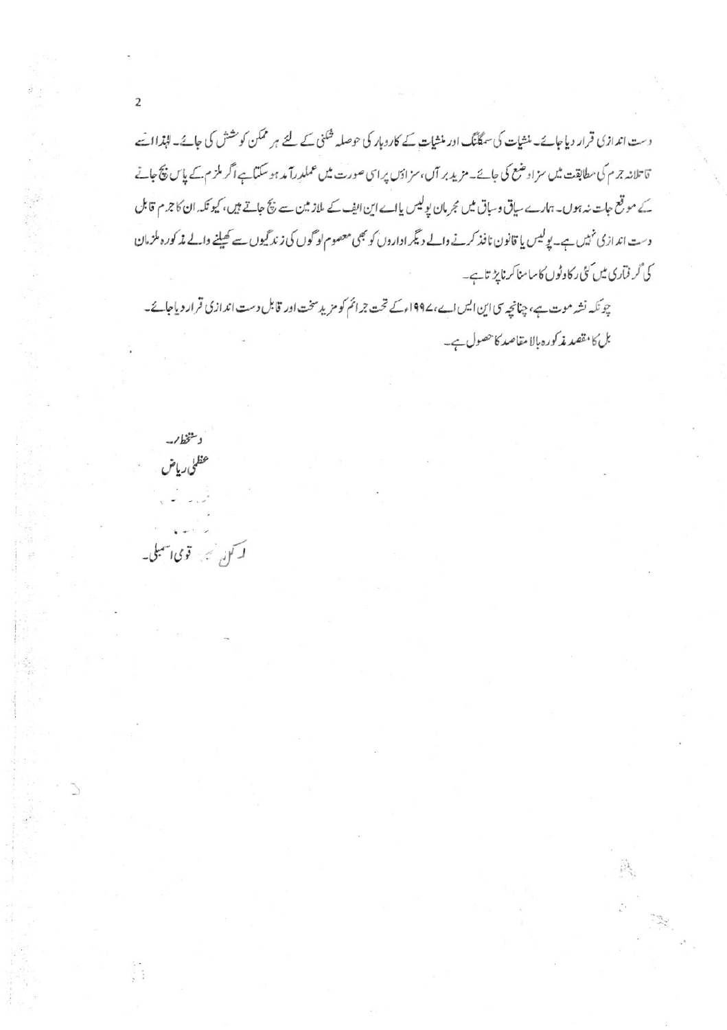دست اندازی قرار دیا جائے۔ منشیات کی سمگلنگ اور منشیات کے کاروبار کی حوصلہ شکنی کے لئے ہر ممکن کوشش کی جائے۔ لہٰذا اسے قاتلانہ جرم کی مطابقت میں سزا وضع کی جائے۔ مزید برآں، سزاؤں پر اسی صورت میں عملدرآمد ہو سکتا ہے اگر ملزم کے پاس بچ جانے کے موقع جات نہ ہوں۔ ہمارے سیاق و سباق میں مجرمان پولیس یا اے این ایف کے ملازمین سے بچ جاتے ہیں، کیونکہ ان کا جرم قابل دست اندازی نہیں ہے۔ پولیس یا قانون نافذ کرنے والے دیگر اداروں کو بھی معصوم لوگوں کی زندگیوں سے کھیلنے والے مذکورہ ملزمان کی گرفتاری میں کئی رکاوٹوں کا سامنا کرنا پڑتا ہے۔

چونکہ نشہ موت ہے، چنانچہ سی این ایس اے، ۱۹۹۷ء کے تحت جرائم کو مزید سخت اور قابل دست اندازی قرار دیا جائے۔ بل کا مقصد مذکورہ بالا مقاصد کا حصول ہے۔

دستخط/۔

عظمیٰ ریاض

رکن قومی اسمبلی۔